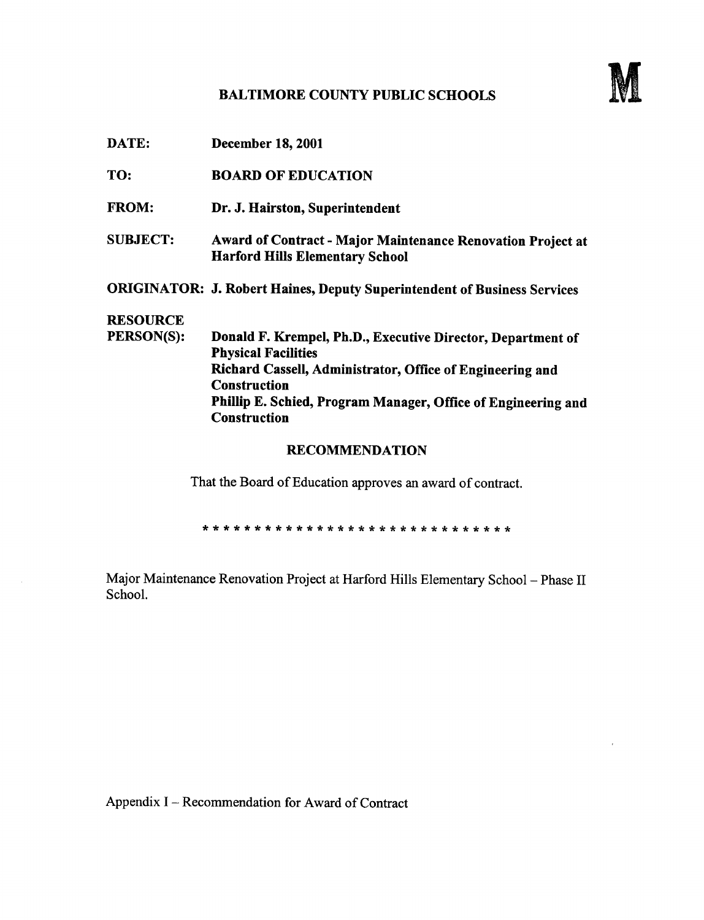# BALTIMORE COUNTY PUBLIC SCHOOLS

**M**

**DATE:** **December 18, 2001**

**TO:** **BOARD OF EDUCATION**

**FROM:** **Dr. J. Hairston, Superintendent**

**SUBJECT:** **Award of Contract - Major Maintenance Renovation Project at Harford Hills Elementary School**

**ORIGINATOR:** **J. Robert Haines, Deputy Superintendent of Business Services**

**RESOURCE PERSON(S):** **Donald F. Krempel, Ph.D., Executive Director, Department of Physical Facilities**
**Richard Cassell, Administrator, Office of Engineering and Construction**
**Phillip E. Schied, Program Manager, Office of Engineering and Construction**

## RECOMMENDATION

That the Board of Education approves an award of contract.

* * * * * * * * * * * * * * * * * * * * * * * * * * * * * * *

Major Maintenance Renovation Project at Harford Hills Elementary School – Phase II School.

Appendix I – Recommendation for Award of Contract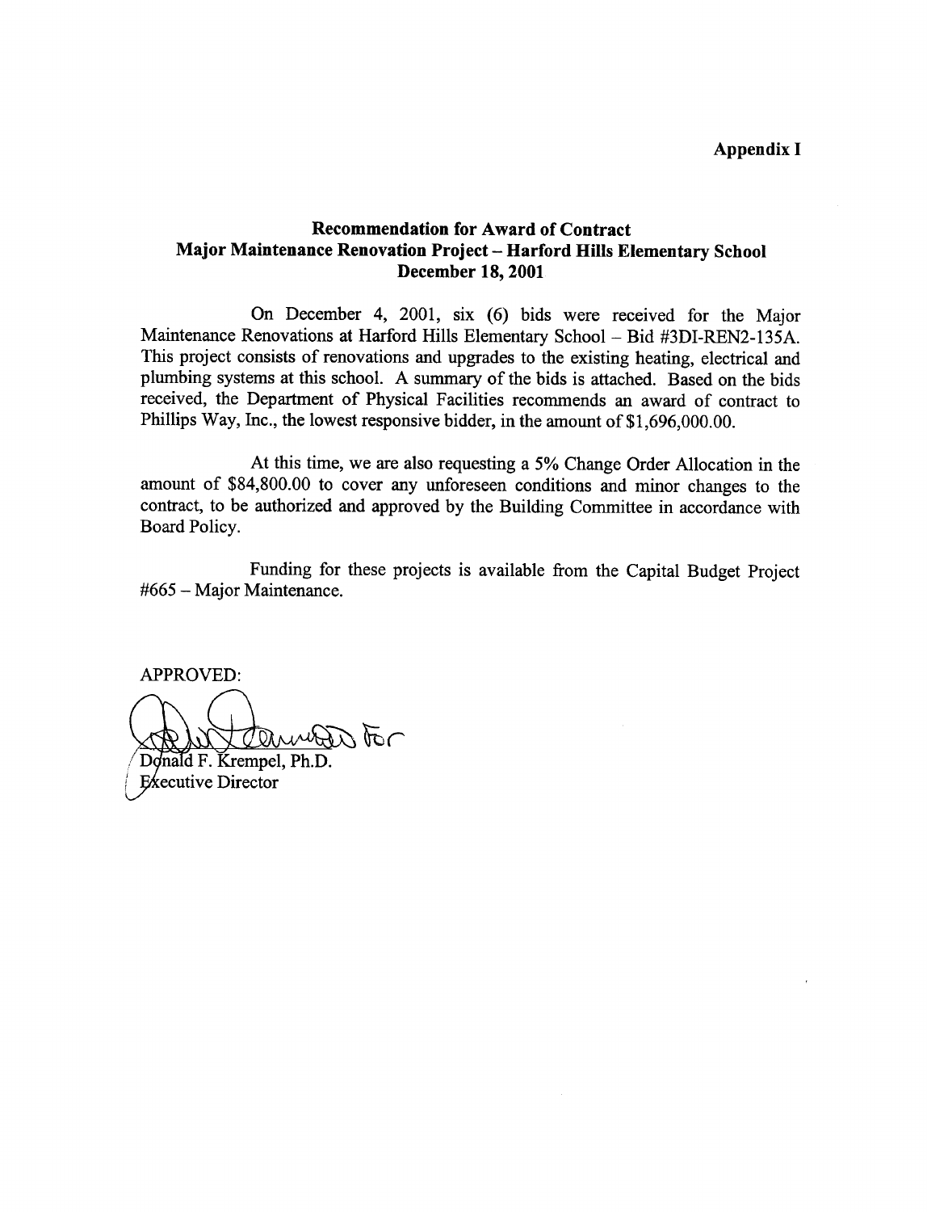**Appendix I**

## Recommendation for Award of Contract
## Major Maintenance Renovation Project – Harford Hills Elementary School
## December 18, 2001

On December 4, 2001, six (6) bids were received for the Major Maintenance Renovations at Harford Hills Elementary School – Bid #3DI-REN2-135A. This project consists of renovations and upgrades to the existing heating, electrical and plumbing systems at this school. A summary of the bids is attached. Based on the bids received, the Department of Physical Facilities recommends an award of contract to Phillips Way, Inc., the lowest responsive bidder, in the amount of $1,696,000.00.

At this time, we are also requesting a 5% Change Order Allocation in the amount of $84,800.00 to cover any unforeseen conditions and minor changes to the contract, to be authorized and approved by the Building Committee in accordance with Board Policy.

Funding for these projects is available from the Capital Budget Project #665 – Major Maintenance.

APPROVED:

For

Donald F. Krempel, Ph.D.
Executive Director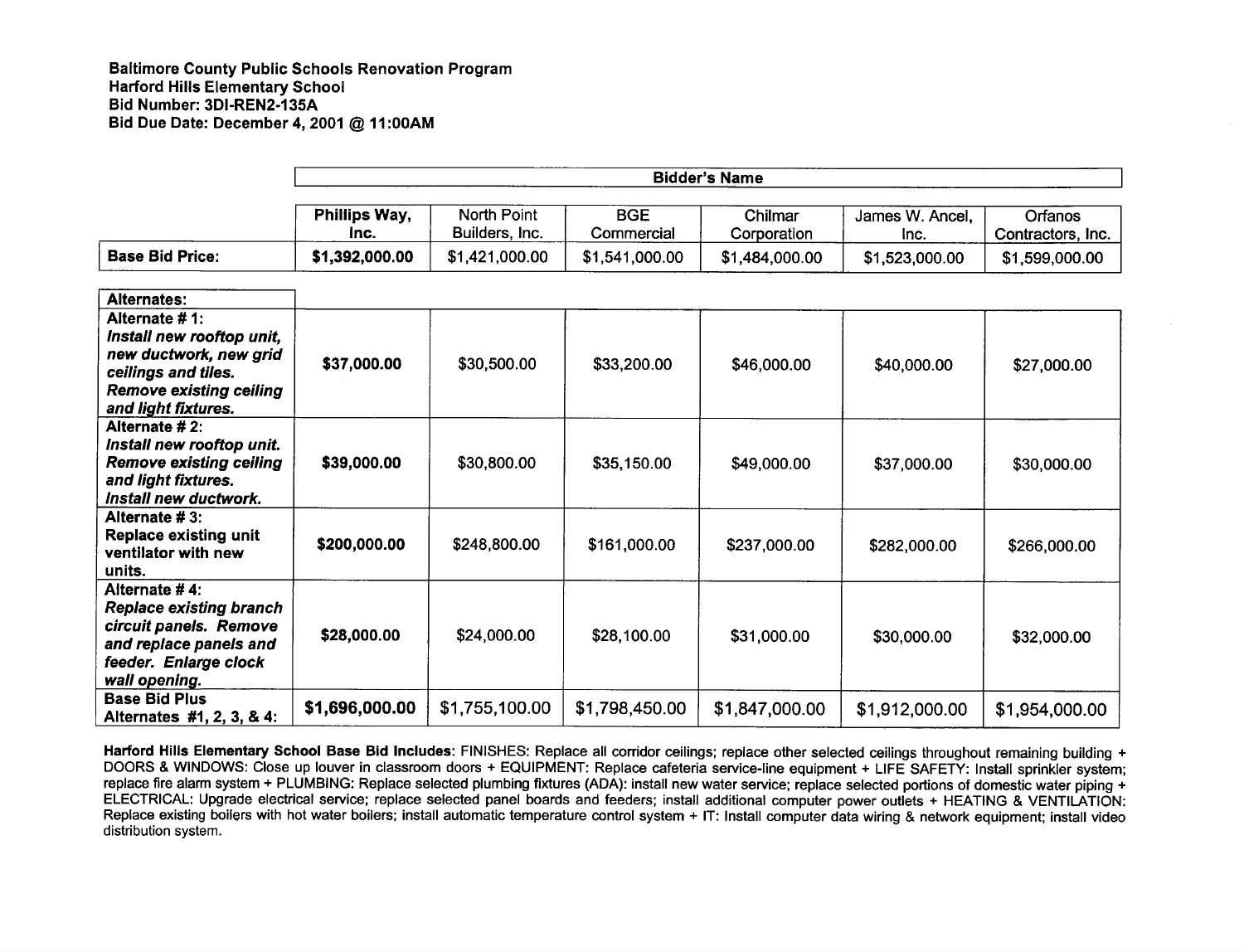**Baltimore County Public Schools Renovation Program**
**Harford Hills Elementary School**
**Bid Number: 3DI-REN2-135A**
**Bid Due Date: December 4, 2001 @ 11:00AM**

| | Bidder's Name | | | | | |
|---|---|---|---|---|---|---|
| | **Phillips Way, Inc.** | North Point Builders, Inc. | BGE Commercial | Chilmar Corporation | James W. Ancel, Inc. | Orfanos Contractors, Inc. |
| **Base Bid Price:** | **$1,392,000.00** | $1,421,000.00 | $1,541,000.00 | $1,484,000.00 | $1,523,000.00 | $1,599,000.00 |
| **Alternates:** | | | | | | |
| **Alternate # 1:** ***Install new rooftop unit, new ductwork, new grid ceilings and tiles. Remove existing ceiling and light fixtures.*** | **$37,000.00** | $30,500.00 | $33,200.00 | $46,000.00 | $40,000.00 | $27,000.00 |
| **Alternate # 2:** ***Install new rooftop unit. Remove existing ceiling and light fixtures. Install new ductwork.*** | **$39,000.00** | $30,800.00 | $35,150.00 | $49,000.00 | $37,000.00 | $30,000.00 |
| **Alternate # 3: Replace existing unit ventilator with new units.** | **$200,000.00** | $248,800.00 | $161,000.00 | $237,000.00 | $282,000.00 | $266,000.00 |
| **Alternate # 4:** ***Replace existing branch circuit panels. Remove and replace panels and feeder. Enlarge clock wall opening.*** | **$28,000.00** | $24,000.00 | $28,100.00 | $31,000.00 | $30,000.00 | $32,000.00 |
| **Base Bid Plus Alternates #1, 2, 3, & 4:** | **$1,696,000.00** | $1,755,100.00 | $1,798,450.00 | $1,847,000.00 | $1,912,000.00 | $1,954,000.00 |

**Harford Hills Elementary School Base Bid Includes:** FINISHES: Replace all corridor ceilings; replace other selected ceilings throughout remaining building + DOORS & WINDOWS: Close up louver in classroom doors + EQUIPMENT: Replace cafeteria service-line equipment + LIFE SAFETY: Install sprinkler system; replace fire alarm system + PLUMBING: Replace selected plumbing fixtures (ADA): install new water service; replace selected portions of domestic water piping + ELECTRICAL: Upgrade electrical service; replace selected panel boards and feeders; install additional computer power outlets + HEATING & VENTILATION: Replace existing boilers with hot water boilers; install automatic temperature control system + IT: Install computer data wiring & network equipment; install video distribution system.